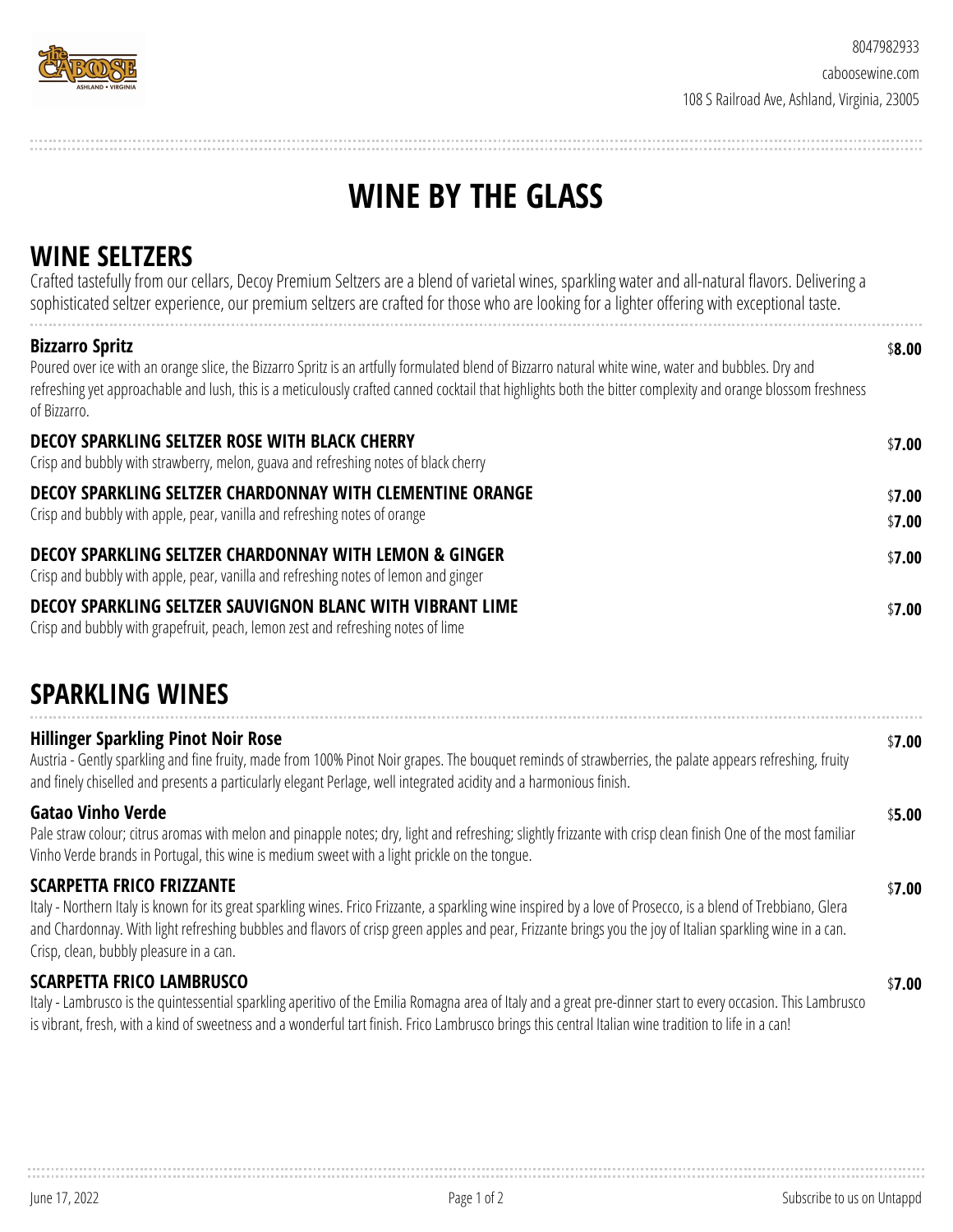8047982933

caboosewine.com

108 S Railroad Ave, Ashland, Virginia, 23005

# WINE BY THE GLASS

## WINE SELTZERS

Crafted tastefully from our cellars, Decoy Premium Seltzers are a blend of varietal wines, sparkling water and all-natural flavors. Delivering a sophisticated seltzer experience, our premium seltzers are crafted for those who are looking for a lighter offering with exceptional taste.

**Bizzarro Spritz** — $**8.00**

Poured over ice with an orange slice, the Bizzarro Spritz is an artfully formulated blend of Bizzarro natural white wine, water and bubbles. Dry and refreshing yet approachable and lush, this is a meticulously crafted canned cocktail that highlights both the bitter complexity and orange blossom freshness of Bizzarro.

**DECOY SPARKLING SELTZER ROSE WITH BLACK CHERRY** — $**7.00**

Crisp and bubbly with strawberry, melon, guava and refreshing notes of black cherry

**DECOY SPARKLING SELTZER CHARDONNAY WITH CLEMENTINE ORANGE** — $**7.00** / $**7.00**

Crisp and bubbly with apple, pear, vanilla and refreshing notes of orange

**DECOY SPARKLING SELTZER CHARDONNAY WITH LEMON & GINGER** — $**7.00**

Crisp and bubbly with apple, pear, vanilla and refreshing notes of lemon and ginger

**DECOY SPARKLING SELTZER SAUVIGNON BLANC WITH VIBRANT LIME** — $**7.00**

Crisp and bubbly with grapefruit, peach, lemon zest and refreshing notes of lime

## SPARKLING WINES

**Hillinger Sparkling Pinot Noir Rose** — $**7.00**

Austria - Gently sparkling and fine fruity, made from 100% Pinot Noir grapes. The bouquet reminds of strawberries, the palate appears refreshing, fruity and finely chiselled and presents a particularly elegant Perlage, well integrated acidity and a harmonious finish.

**Gatao Vinho Verde** — $**5.00**

Pale straw colour; citrus aromas with melon and pinapple notes; dry, light and refreshing; slightly frizzante with crisp clean finish One of the most familiar Vinho Verde brands in Portugal, this wine is medium sweet with a light prickle on the tongue.

**SCARPETTA FRICO FRIZZANTE** — $**7.00**

Italy - Northern Italy is known for its great sparkling wines. Frico Frizzante, a sparkling wine inspired by a love of Prosecco, is a blend of Trebbiano, Glera and Chardonnay. With light refreshing bubbles and flavors of crisp green apples and pear, Frizzante brings you the joy of Italian sparkling wine in a can. Crisp, clean, bubbly pleasure in a can.

**SCARPETTA FRICO LAMBRUSCO** — $**7.00**

Italy - Lambrusco is the quintessential sparkling aperitivo of the Emilia Romagna area of Italy and a great pre-dinner start to every occasion. This Lambrusco is vibrant, fresh, with a kind of sweetness and a wonderful tart finish. Frico Lambrusco brings this central Italian wine tradition to life in a can!

June 17, 2022

Subscribe to us on Untappd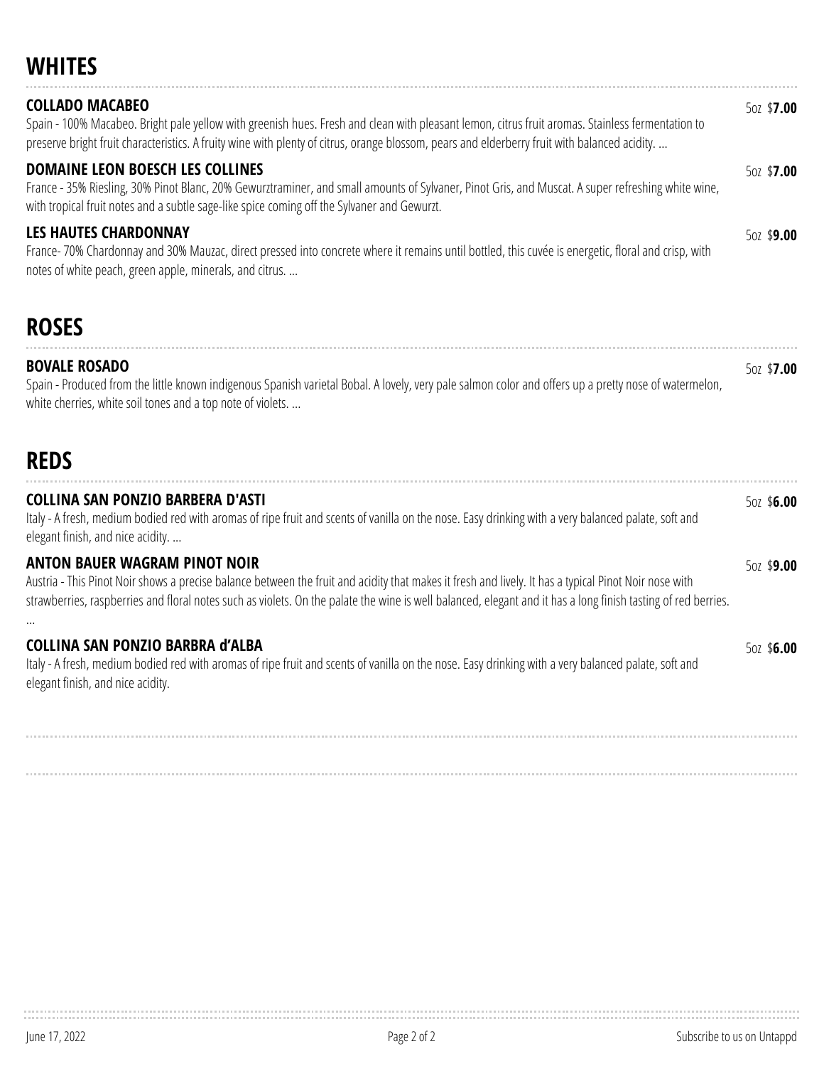## WHITES

### COLLADO MACABEO

5oz $**7.00**

Spain - 100% Macabeo. Bright pale yellow with greenish hues. Fresh and clean with pleasant lemon, citrus fruit aromas. Stainless fermentation to preserve bright fruit characteristics. A fruity wine with plenty of citrus, orange blossom, pears and elderberry fruit with balanced acidity. ...

### DOMAINE LEON BOESCH LES COLLINES

5oz $**7.00**

France - 35% Riesling, 30% Pinot Blanc, 20% Gewurztraminer, and small amounts of Sylvaner, Pinot Gris, and Muscat. A super refreshing white wine, with tropical fruit notes and a subtle sage-like spice coming off the Sylvaner and Gewurzt.

### LES HAUTES CHARDONNAY

5oz $**9.00**

France- 70% Chardonnay and 30% Mauzac, direct pressed into concrete where it remains until bottled, this cuvée is energetic, floral and crisp, with notes of white peach, green apple, minerals, and citrus. ...

## ROSES

### BOVALE ROSADO

5oz $**7.00**

Spain - Produced from the little known indigenous Spanish varietal Bobal. A lovely, very pale salmon color and offers up a pretty nose of watermelon, white cherries, white soil tones and a top note of violets. ...

## REDS

### COLLINA SAN PONZIO BARBERA D'ASTI

5oz $**6.00**

Italy - A fresh, medium bodied red with aromas of ripe fruit and scents of vanilla on the nose. Easy drinking with a very balanced palate, soft and elegant finish, and nice acidity. ...

### ANTON BAUER WAGRAM PINOT NOIR

5oz $**9.00**

Austria - This Pinot Noir shows a precise balance between the fruit and acidity that makes it fresh and lively. It has a typical Pinot Noir nose with strawberries, raspberries and floral notes such as violets. On the palate the wine is well balanced, elegant and it has a long finish tasting of red berries. ...

### COLLINA SAN PONZIO BARBRA d'ALBA

5oz $**6.00**

Italy - A fresh, medium bodied red with aromas of ripe fruit and scents of vanilla on the nose. Easy drinking with a very balanced palate, soft and elegant finish, and nice acidity.

June 17, 2022

Subscribe to us on Untappd